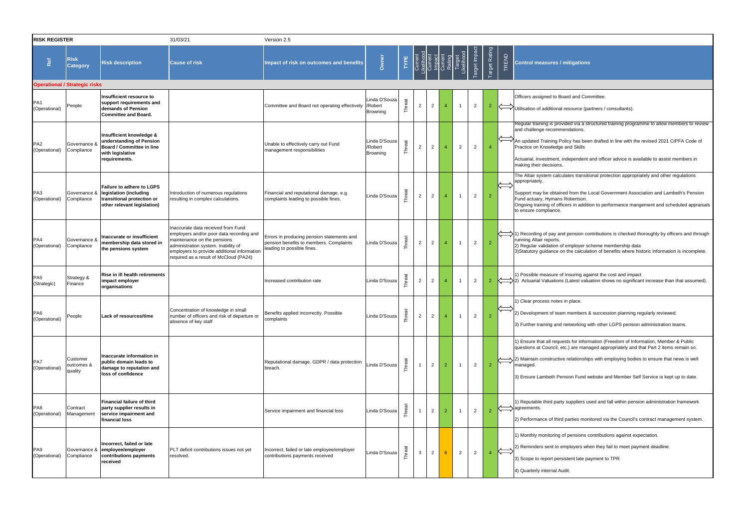**RISK REGISTER** 31/03/21 Version 2.5

| Ref | Risk Category | Risk description | Cause of risk | Impact of risk on outcomes and benefits | Owner | TYPE | Current Likelihood | Current Impact | Current Rating | Target Likelihood | Target Impact | Target Rating | TREND | Control measures / mitigations |
|---|---|---|---|---|---|---|---|---|---|---|---|---|---|---|
| **Operational / Strategic risks** | | | | | | | | | | | | | | |
| PA1 (Operational) | People | **Insufficient resource to support requirements and demands of Pension Committee and Board.** | | Committee and Board not operating effectively | Linda D'Souza /Robert Browning | Threat | 2 | 2 | 4 | 1 | 2 | 2 | ⟺ | Officers assigned to Board and Committee. Utilisation of additional resource (partners / consultants). |
| PA2 (Operational) | Governance & Compliance | **Insufficient knowledge & understanding of Pension Board / Committee in line with legislative requirements.** | | Unable to effectively carry out Fund management responsibilities | Linda D'Souza /Robert Browning | Threat | 2 | 2 | 4 | 2 | 2 | 4 | ⟺ | Regular training is provided via a structured training programme to allow members to review and challenge recommendations. An updated Training Policy has been drafted in line with the revised 2021 CIPFA Code of Practice on Knowledge and Skills Actuarial, investment, independent and officer advice is available to assist members in making their decisions. |
| PA3 (Operational) | Governance & Compliance | **Failure to adhere to LGPS legislation (including transitional protection or other relevant legislation)** | Introduction of numerous regulations resulting in complex calculations. | Financial and reputational damage, e.g. complaints leading to possible fines. | Linda D'Souza | Threat | 2 | 2 | 4 | 1 | 2 | 2 | ⟺ | The Altair system calculates transitional protection appropriately and other regulations appropriately. Support may be obtained from the Local Government Association and Lambeth's Pension Fund actuary, Hymans Robertson. Ongoing training of officers in addition to performance mangement and scheduled appraisals to ensure compliance. |
| PA4 (Operational) | Governance & Compliance | **Inaccurate or insufficient membership data stored in the pensions system** | Inaccurate data received from Fund employers and/or poor data recording and maintenance on the pensions administration system. Inability of employers to provide additional information required as a result of McCloud (PA24) | Errors in producing pension statements and pension benefits to members. Complaints leading to possible fines. | Linda D'Souza | Threat | 2 | 2 | 4 | 1 | 2 | 2 | ⟺ | 1) Recording of pay and pension contributions is checked thoroughly by officers and through running Altair reports. 2) Regular validation of employer scheme membership data 3)Statutory guidance on the calculation of benefits where historic information is incomplete. |
| PA5 (Strategic) | Strategy & Finance | **Rise in ill health retirements impact employer organisations** | | Increased contribution rate | Linda D'Souza | Threat | 2 | 2 | 4 | 1 | 2 | 2 | ⟺ | 1) Possible measure of Insuring against the cost and impact 2) Actuarial Valuations (Latest valuation shows no significant increase than that assumed). |
| PA6 (Operational) | People | **Lack of resources/time** | Concentration of knowledge in small number of officers and risk of departure or absence of key staff | Benefits applied incorrectly. Possible complaints | Linda D'Souza | Threat | 2 | 2 | 4 | 1 | 2 | 2 | ⟺ | 1) Clear process notes in place. 2) Development of team members & succession planning regularly reviewed. 3) Further training and networking with other LGPS pension administration teams. |
| PA7 (Operational) | Customer outcomes & quality | **Inaccurate information in public domain leads to damage to reputation and loss of confidence** | | Reputational damage. GDPR / data protection breach. | Linda D'Souza | Threat | 1 | 2 | 2 | 1 | 2 | 2 | ⟺ | 1) Ensure that all requests for information (Freedom of Information, Member & Public questions at Council, etc.) are managed appropriately and that Part 2 items remain so. 2) Maintain constructive relationships with employing bodies to ensure that news is well managed. 3) Ensure Lambeth Pension Fund website and Member Self Service is kept up to date. |
| PA8 (Operational) | Contract Management | **Financial failure of third party supplier results in service impairment and financial loss** | | Service impairment and financial loss | Linda D'Souza | Threat | 1 | 2 | 2 | 1 | 2 | 2 | ⟺ | 1) Reputable third party suppliers used and fall within pension administration framework agreements. 2) Performance of third parties monitored via the Council's contract management system. |
| PA9 (Operational) | Governance & Compliance | **Incorrect, failed or late employee/employer contributions payments received** | PLT deficit contributions issues not yet resolved. | Incorrect, failed or late employee/employer contributions payments received | Linda D'Souza | Threat | 3 | 2 | 6 | 2 | 2 | 4 | ⟺ | 1) Monthly monitoring of pensions contributions against expectation. 2) Reminders sent to employers when they fail to meet payment deadline. 3) Scope to report persistent late payment to TPR 4) Quarterly internal Audit. |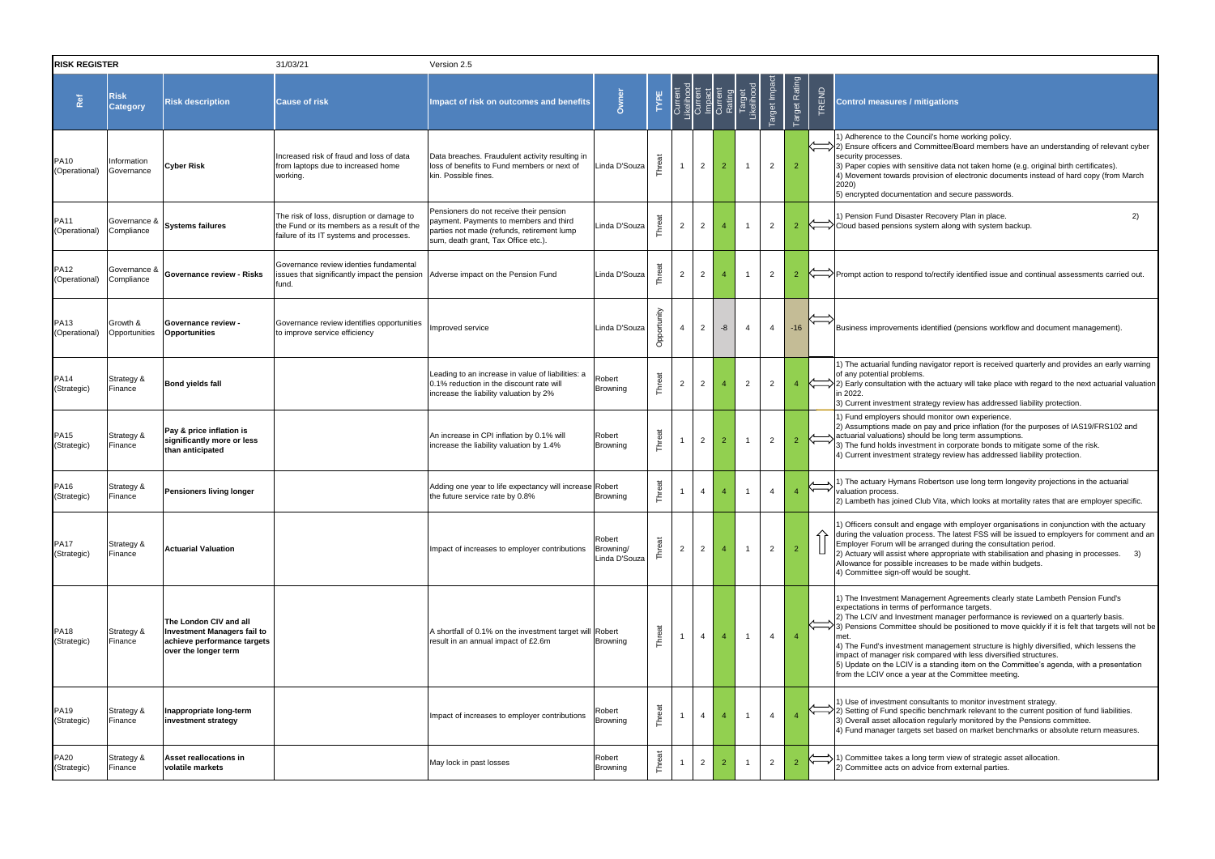**RISK REGISTER** 31/03/21 Version 2.5

| Ref | Risk Category | Risk description | Cause of risk | Impact of risk on outcomes and benefits | Owner | TYPE | Current Likelihood | Current Impact | Current Rating | Target Likelihood | Target Impact | Target Rating | TREND | Control measures / mitigations |
|---|---|---|---|---|---|---|---|---|---|---|---|---|---|---|
| PA10 (Operational) | Information Governance | **Cyber Risk** | Increased risk of fraud and loss of data from laptops due to increased home working. | Data breaches. Fraudulent activity resulting in loss of benefits to Fund members or next of kin. Possible fines. | Linda D'Souza | Threat | 1 | 2 | 2 | 1 | 2 | 2 | ⟺ | 1) Adherence to the Council's home working policy. 2) Ensure officers and Committee/Board members have an understanding of relevant cyber security processes. 3) Paper copies with sensitive data not taken home (e.g. original birth certificates). 4) Movement towards provision of electronic documents instead of hard copy (from March 2020) 5) encrypted documentation and secure passwords. |
| PA11 (Operational) | Governance & Compliance | **Systems failures** | The risk of loss, disruption or damage to the Fund or its members as a result of the failure of its IT systems and processes. | Pensioners do not receive their pension payment. Payments to members and third parties not made (refunds, retirement lump sum, death grant, Tax Office etc.). | Linda D'Souza | Threat | 2 | 2 | 4 | 1 | 2 | 2 | ⟺ | 1) Pension Fund Disaster Recovery Plan in place. 2) Cloud based pensions system along with system backup. |
| PA12 (Operational) | Governance & Compliance | **Governance review - Risks** | Governance review identies fundamental issues that significantly impact the pension fund. | Adverse impact on the Pension Fund | Linda D'Souza | Threat | 2 | 2 | 4 | 1 | 2 | 2 | ⟺ | Prompt action to respond to/rectify identified issue and continual assessments carried out. |
| PA13 (Operational) | Growth & Opportunities | **Governance review - Opportunities** | Governance review identifies opportunities to improve service efficiency | Improved service | Linda D'Souza | Opportunity | 4 | 2 | -8 | 4 | 4 | -16 | ⟺ | Business improvements identified (pensions workflow and document management). |
| PA14 (Strategic) | Strategy & Finance | **Bond yields fall** | | Leading to an increase in value of liabilities: a 0.1% reduction in the discount rate will increase the liability valuation by 2% | Robert Browning | Threat | 2 | 2 | 4 | 2 | 2 | 4 | ⟺ | 1) The actuarial funding navigator report is received quarterly and provides an early warning of any potential problems. 2) Early consultation with the actuary will take place with regard to the next actuarial valuation in 2022. 3) Current investment strategy review has addressed liability protection. |
| PA15 (Strategic) | Strategy & Finance | **Pay & price inflation is significantly more or less than anticipated** | | An increase in CPI inflation by 0.1% will increase the liability valuation by 1.4% | Robert Browning | Threat | 1 | 2 | 2 | 1 | 2 | 2 | ⟺ | 1) Fund employers should monitor own experience. 2) Assumptions made on pay and price inflation (for the purposes of IAS19/FRS102 and actuarial valuations) should be long term assumptions. 3) The fund holds investment in corporate bonds to mitigate some of the risk. 4) Current investment strategy review has addressed liability protection. |
| PA16 (Strategic) | Strategy & Finance | **Pensioners living longer** | | Adding one year to life expectancy will increase the future service rate by 0.8% | Robert Browning | Threat | 1 | 4 | 4 | 1 | 4 | 4 | ⟺ | 1) The actuary Hymans Robertson use long term longevity projections in the actuarial valuation process. 2) Lambeth has joined Club Vita, which looks at mortality rates that are employer specific. |
| PA17 (Strategic) | Strategy & Finance | **Actuarial Valuation** | | Impact of increases to employer contributions | Robert Browning/ Linda D'Souza | Threat | 2 | 2 | 4 | 1 | 2 | 2 | ⇧ | 1) Officers consult and engage with employer organisations in conjunction with the actuary during the valuation process. The latest FSS will be issued to employers for comment and an Employer Forum will be arranged during the consultation period. 2) Actuary will assist where appropriate with stabilisation and phasing in processes. 3) Allowance for possible increases to be made within budgets. 4) Committee sign-off would be sought. |
| PA18 (Strategic) | Strategy & Finance | **The London CIV and all Investment Managers fail to achieve performance targets over the longer term** | | A shortfall of 0.1% on the investment target will result in an annual impact of £2.6m | Robert Browning | Threat | 1 | 4 | 4 | 1 | 4 | 4 | ⟺ | 1) The Investment Management Agreements clearly state Lambeth Pension Fund's expectations in terms of performance targets. 2) The LCIV and Investment manager performance is reviewed on a quarterly basis. 3) Pensions Committee should be positioned to move quickly if it is felt that targets will not be met. 4) The Fund's investment management structure is highly diversified, which lessens the impact of manager risk compared with less diversified structures. 5) Update on the LCIV is a standing item on the Committee's agenda, with a presentation from the LCIV once a year at the Committee meeting. |
| PA19 (Strategic) | Strategy & Finance | **Inappropriate long-term investment strategy** | | Impact of increases to employer contributions | Robert Browning | Threat | 1 | 4 | 4 | 1 | 4 | 4 | ⟺ | 1) Use of investment consultants to monitor investment strategy. 2) Setting of Fund specific benchmark relevant to the current position of fund liabilities. 3) Overall asset allocation regularly monitored by the Pensions committee. 4) Fund manager targets set based on market benchmarks or absolute return measures. |
| PA20 (Strategic) | Strategy & Finance | **Asset reallocations in volatile markets** | | May lock in past losses | Robert Browning | Threat | 1 | 2 | 2 | 1 | 2 | 2 | ⟺ | 1) Committee takes a long term view of strategic asset allocation. 2) Committee acts on advice from external parties. |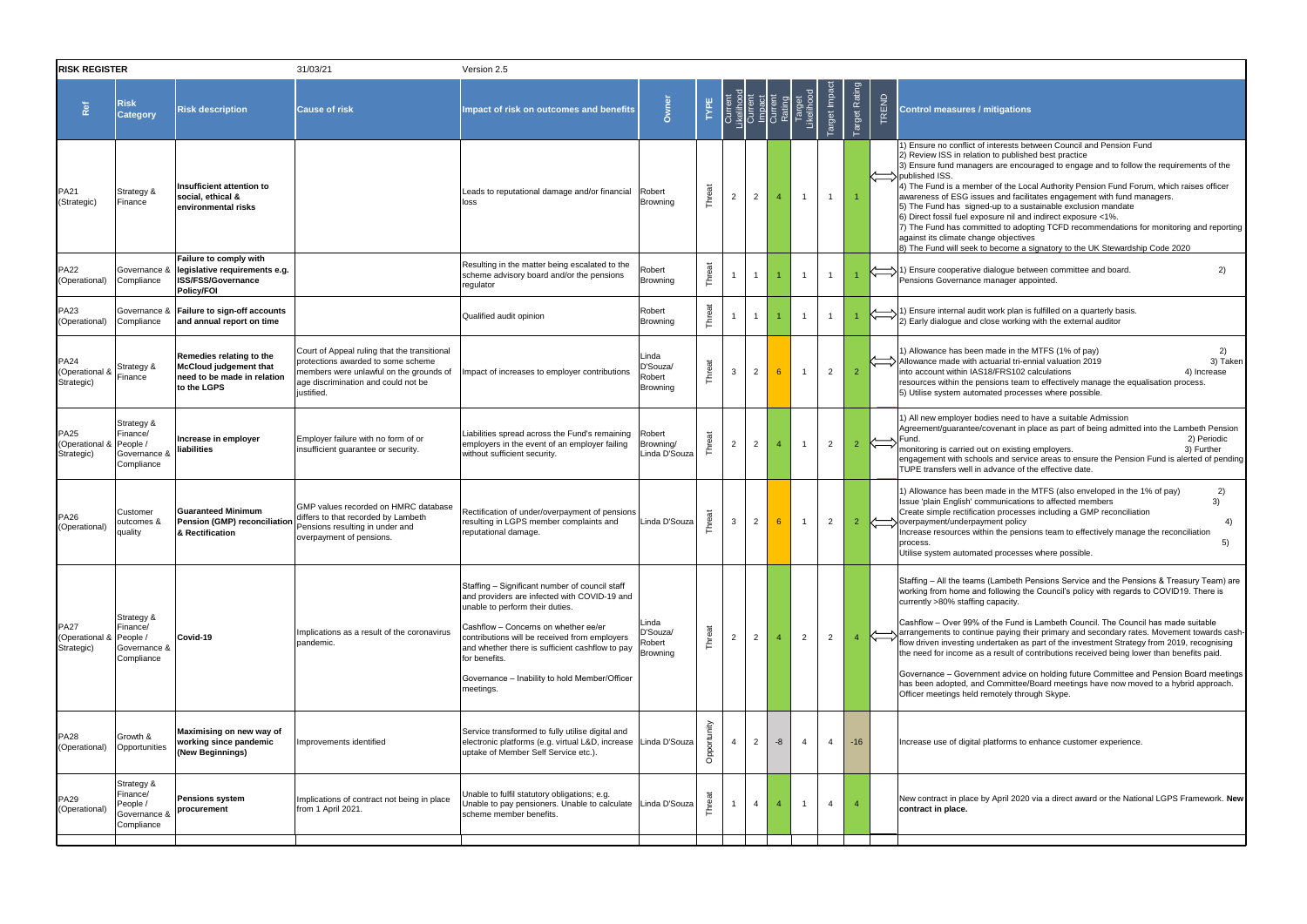| RISK REGISTER | | | 31/03/21 | Version 2.5 | | | | | | | | | | |
|---|---|---|---|---|---|---|---|---|---|---|---|---|---|---|
| Ref | Risk Category | Risk description | Cause of risk | Impact of risk on outcomes and benefits | Owner | TYPE | Current Likelihood | Current Impact | Current Rating | Target Likelihood | Target Impact | Target Rating | TREND | Control measures / mitigations |
| PA21 (Strategic) | Strategy & Finance | **Insufficient attention to social, ethical & environmental risks** | | Leads to reputational damage and/or financial loss | Robert Browning | Threat | 2 | 2 | 4 | 1 | 1 | 1 | ⟺ | 1) Ensure no conflict of interests between Council and Pension Fund 2) Review ISS in relation to published best practice 3) Ensure fund managers are encouraged to engage and to follow the requirements of the published ISS. 4) The Fund is a member of the Local Authority Pension Fund Forum, which raises officer awareness of ESG issues and facilitates engagement with fund managers. 5) The Fund has signed-up to a sustainable exclusion mandate 6) Direct fossil fuel exposure nil and indirect exposure <1%. 7) The Fund has committed to adopting TCFD recommendations for monitoring and reporting against its climate change objectives 8) The Fund will seek to become a signatory to the UK Stewardship Code 2020 |
| PA22 (Operational) | Governance & Compliance | **Failure to comply with legislative requirements e.g. ISS/FSS/Governance Policy/FOI** | | Resulting in the matter being escalated to the scheme advisory board and/or the pensions regulator | Robert Browning | Threat | 1 | 1 | 1 | 1 | 1 | 1 | ⟺ | 1) Ensure cooperative dialogue between committee and board. 2) Pensions Governance manager appointed. |
| PA23 (Operational) | Governance & Compliance | **Failure to sign-off accounts and annual report on time** | | Qualified audit opinion | Robert Browning | Threat | 1 | 1 | 1 | 1 | 1 | 1 | ⟺ | 1) Ensure internal audit work plan is fulfilled on a quarterly basis. 2) Early dialogue and close working with the external auditor |
| PA24 (Operational & Strategic) | Strategy & Finance | **Remedies relating to the McCloud judgement that need to be made in relation to the LGPS** | Court of Appeal ruling that the transitional protections awarded to some scheme members were unlawful on the grounds of age discrimination and could not be justified. | Impact of increases to employer contributions | Linda D'Souza/ Robert Browning | Threat | 3 | 2 | 6 | 1 | 2 | 2 | ⟺ | 1) Allowance has been made in the MTFS (1% of pay) 2) Allowance made with actuarial tri-ennial valuation 2019 3) Taken into account within IAS18/FRS102 calculations 4) Increase resources within the pensions team to effectively manage the equalisation process. 5) Utilise system automated processes where possible. |
| PA25 (Operational & Strategic) | Strategy & Finance/ People / Governance & Compliance | **Increase in employer liabilities** | Employer failure with no form of or insufficient guarantee or security. | Liabilities spread across the Fund's remaining employers in the event of an employer failing without sufficient security. | Robert Browning/ Linda D'Souza | Threat | 2 | 2 | 4 | 1 | 2 | 2 | ⟺ | 1) All new employer bodies need to have a suitable Admission Agreement/guarantee/covenant in place as part of being admitted into the Lambeth Pension Fund. 2) Periodic monitoring is carried out on existing employers. 3) Further engagement with schools and service areas to ensure the Pension Fund is alerted of pending TUPE transfers well in advance of the effective date. |
| PA26 (Operational) | Customer outcomes & quality | **Guaranteed Minimum Pension (GMP) reconciliation & Rectification** | GMP values recorded on HMRC database differs to that recorded by Lambeth Pensions resulting in under and overpayment of pensions. | Rectification of under/overpayment of pensions resulting in LGPS member complaints and reputational damage. | Linda D'Souza | Threat | 3 | 2 | 6 | 1 | 2 | 2 | ⟺ | 1) Allowance has been made in the MTFS (also enveloped in the 1% of pay) 2) Issue 'plain English' communications to affected members 3) Create simple rectification processes including a GMP reconciliation overpayment/underpayment policy 4) Increase resources within the pensions team to effectively manage the reconciliation process. 5) Utilise system automated processes where possible. |
| PA27 (Operational & Strategic) | Strategy & Finance/ People / Governance & Compliance | **Covid-19** | Implications as a result of the coronavirus pandemic. | Staffing – Significant number of council staff and providers are infected with COVID-19 and unable to perform their duties.<br><br>Cashflow – Concerns on whether ee/er contributions will be received from employers and whether there is sufficient cashflow to pay for benefits.<br><br>Governance – Inability to hold Member/Officer meetings. | Linda D'Souza/ Robert Browning | Threat | 2 | 2 | 4 | 2 | 2 | 4 | ⟺ | Staffing – All the teams (Lambeth Pensions Service and the Pensions & Treasury Team) are working from home and following the Council's policy with regards to COVID19. There is currently >80% staffing capacity.<br><br>Cashflow – Over 99% of the Fund is Lambeth Council. The Council has made suitable arrangements to continue paying their primary and secondary rates. Movement towards cash-flow driven investing undertaken as part of the investment Strategy from 2019, recognising the need for income as a result of contributions received being lower than benefits paid.<br><br>Governance – Government advice on holding future Committee and Pension Board meetings has been adopted, and Committee/Board meetings have now moved to a hybrid approach. Officer meetings held remotely through Skype. |
| PA28 (Operational) | Growth & Opportunities | **Maximising on new way of working since pandemic (New Beginnings)** | Improvements identified | Service transformed to fully utilise digital and electronic platforms (e.g. virtual L&D, increase uptake of Member Self Service etc.). | Linda D'Souza | Opportunity | 4 | 2 | -8 | 4 | 4 | -16 | | Increase use of digital platforms to enhance customer experience. |
| PA29 (Operational) | Strategy & Finance/ People / Governance & Compliance | **Pensions system procurement** | Implications of contract not being in place from 1 April 2021. | Unable to fulfil statutory obligations; e.g. Unable to pay pensioners. Unable to calculate scheme member benefits. | Linda D'Souza | Threat | 1 | 4 | 4 | 1 | 4 | 4 | | New contract in place by April 2020 via a direct award or the National LGPS Framework. **New contract in place.** |